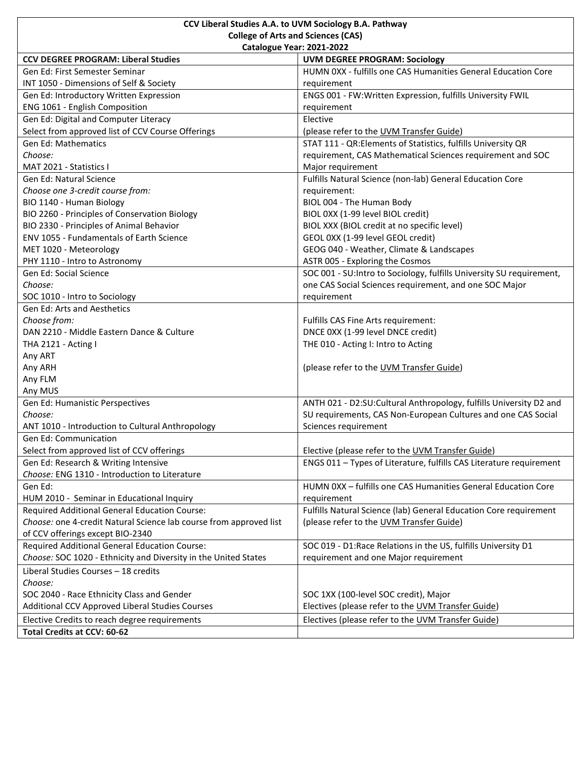**CCV Liberal Studies A.A. to UVM Sociology B.A. Pathway**
**College of Arts and Sciences (CAS)**
**Catalogue Year: 2021-2022**

| **CCV DEGREE PROGRAM: Liberal Studies** | **UVM DEGREE PROGRAM: Sociology** |
|---|---|
| Gen Ed: First Semester Seminar<br>INT 1050 - Dimensions of Self & Society | HUMN 0XX - fulfills one CAS Humanities General Education Core requirement |
| Gen Ed: Introductory Written Expression<br>ENG 1061 - English Composition | ENGS 001 - FW:Written Expression, fulfills University FWIL requirement |
| Gen Ed: Digital and Computer Literacy<br>Select from approved list of CCV Course Offerings | Elective<br>(please refer to the UVM Transfer Guide) |
| Gen Ed: Mathematics<br>*Choose:*<br>MAT 2021 - Statistics I | STAT 111 - QR:Elements of Statistics, fulfills University QR requirement, CAS Mathematical Sciences requirement and SOC Major requirement |
| Gen Ed: Natural Science<br>*Choose one 3-credit course from:*<br>BIO 1140 - Human Biology<br>BIO 2260 - Principles of Conservation Biology<br>BIO 2330 - Principles of Animal Behavior<br>ENV 1055 - Fundamentals of Earth Science<br>MET 1020 - Meteorology<br>PHY 1110 - Intro to Astronomy | Fulfills Natural Science (non-lab) General Education Core requirement:<br>BIOL 004 - The Human Body<br>BIOL 0XX (1-99 level BIOL credit)<br>BIOL XXX (BIOL credit at no specific level)<br>GEOL 0XX (1-99 level GEOL credit)<br>GEOG 040 - Weather, Climate & Landscapes<br>ASTR 005 - Exploring the Cosmos |
| Gen Ed: Social Science<br>*Choose:*<br>SOC 1010 - Intro to Sociology | SOC 001 - SU:Intro to Sociology, fulfills University SU requirement, one CAS Social Sciences requirement, and one SOC Major requirement |
| Gen Ed: Arts and Aesthetics<br>*Choose from:*<br>DAN 2210 - Middle Eastern Dance & Culture<br>THA 2121 - Acting I<br>Any ART<br>Any ARH<br>Any FLM<br>Any MUS | Fulfills CAS Fine Arts requirement:<br>DNCE 0XX (1-99 level DNCE credit)<br>THE 010 - Acting I: Intro to Acting<br><br>(please refer to the UVM Transfer Guide) |
| Gen Ed: Humanistic Perspectives<br>*Choose:*<br>ANT 1010 - Introduction to Cultural Anthropology | ANTH 021 - D2:SU:Cultural Anthropology, fulfills University D2 and SU requirements, CAS Non-European Cultures and one CAS Social Sciences requirement |
| Gen Ed: Communication<br>Select from approved list of CCV offerings | Elective (please refer to the UVM Transfer Guide) |
| Gen Ed: Research & Writing Intensive<br>*Choose:* ENG 1310 - Introduction to Literature | ENGS 011 – Types of Literature, fulfills CAS Literature requirement |
| Gen Ed:<br>HUM 2010 - Seminar in Educational Inquiry | HUMN 0XX – fulfills one CAS Humanities General Education Core requirement |
| Required Additional General Education Course:<br>*Choose:* one 4-credit Natural Science lab course from approved list of CCV offerings except BIO-2340 | Fulfills Natural Science (lab) General Education Core requirement (please refer to the UVM Transfer Guide) |
| Required Additional General Education Course:<br>*Choose:* SOC 1020 - Ethnicity and Diversity in the United States | SOC 019 - D1:Race Relations in the US, fulfills University D1 requirement and one Major requirement |
| Liberal Studies Courses – 18 credits<br>*Choose:*<br>SOC 2040 - Race Ethnicity Class and Gender<br>Additional CCV Approved Liberal Studies Courses | SOC 1XX (100-level SOC credit), Major<br>Electives (please refer to the UVM Transfer Guide) |
| Elective Credits to reach degree requirements | Electives (please refer to the UVM Transfer Guide) |
| **Total Credits at CCV: 60-62** | |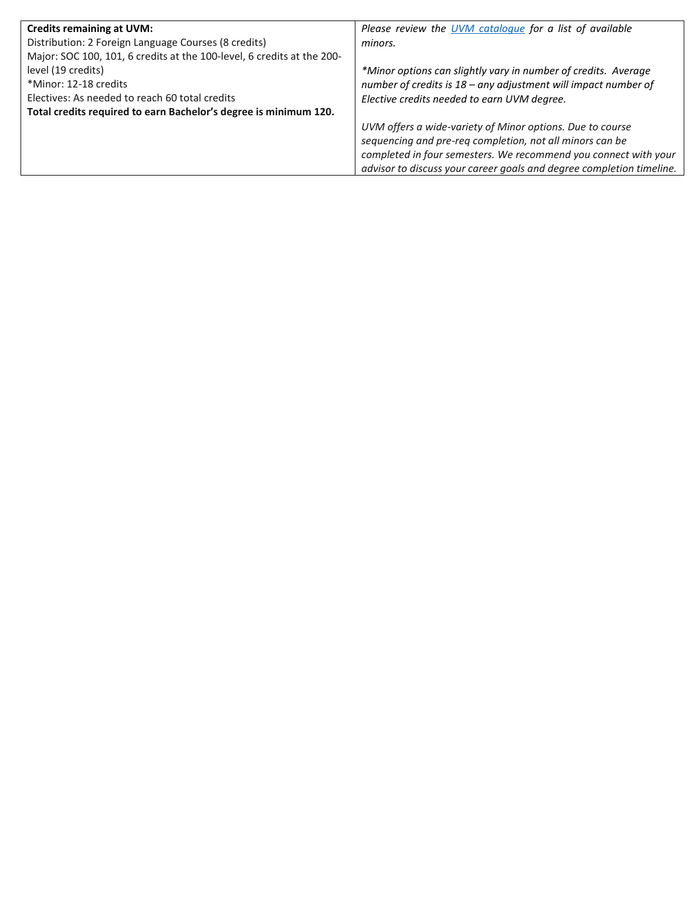| | |
|---|---|
| **Credits remaining at UVM:**<br>Distribution: 2 Foreign Language Courses (8 credits)<br>Major: SOC 100, 101, 6 credits at the 100-level, 6 credits at the 200-level (19 credits)<br>*Minor: 12-18 credits<br>Electives: As needed to reach 60 total credits<br>**Total credits required to earn Bachelor's degree is minimum 120.** | *Please review the [UVM catalogue](UVM catalogue) for a list of available minors.*<br><br>**Minor options can slightly vary in number of credits. Average number of credits is 18 – any adjustment will impact number of Elective credits needed to earn UVM degree.*<br><br>*UVM offers a wide-variety of Minor options. Due to course sequencing and pre-req completion, not all minors can be completed in four semesters. We recommend you connect with your advisor to discuss your career goals and degree completion timeline.* |